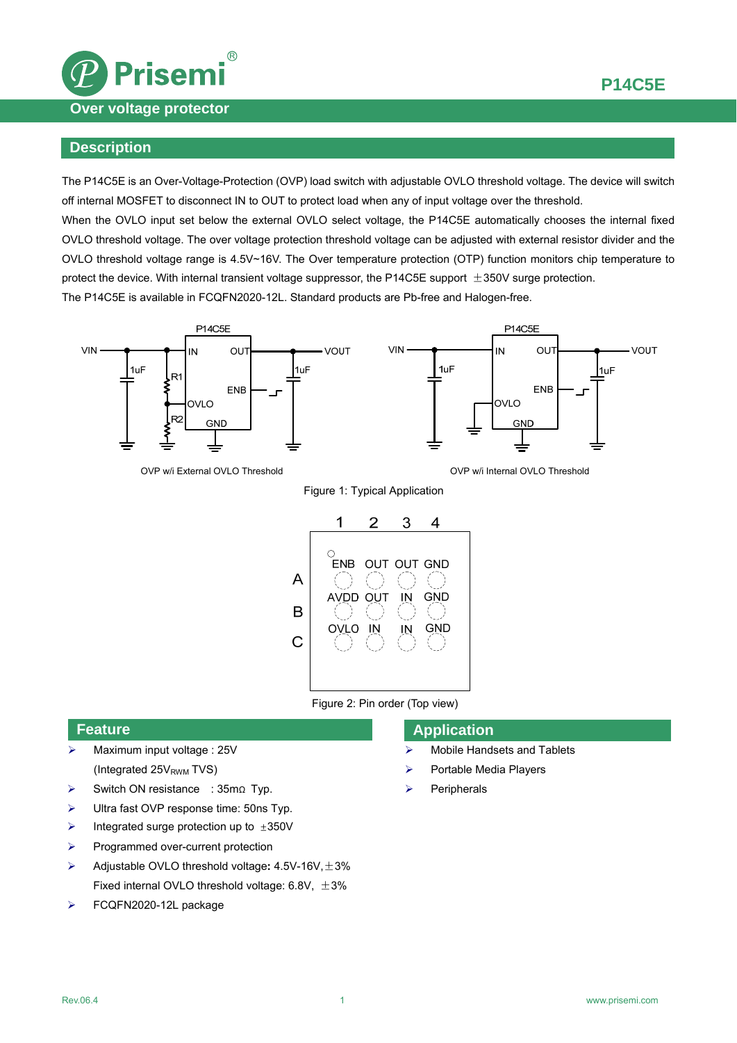# P14C5E

## Over voltage protector

## Description

The P14C5E is an Over-Voltage-Protection (OVP) load switch with adjustable OVLO threshold voltage. The device will switch off internal MOSFET to disconnect IN to OUT to protect load when any of input voltage over the threshold.

When the OVLO input set below the external OVLO select voltage, the P14C5E automatically chooses the internal fixed OVLO threshold voltage. The over voltage protection threshold voltage can be adjusted with external resistor divider and the OVLO threshold voltage range is 4.5V~16V. The Over temperature protection (OTP) function monitors chip temperature to protect the device. With internal transient voltage suppressor, the P14C5E support ±350V surge protection.

The P14C5E is available in FCQFN2020-12L. Standard products are Pb-free and Halogen-free.

OVP w/i External OVLO Threshold

OVP w/i Internal OVLO Threshold

Figure 1: Typical Application

| | 1 | 2 | 3 | 4 |
|---|---|---|---|---|
| A | ENB | OUT | OUT | GND |
| B | AVDD | OUT | IN | GND |
| C | OVLO | IN | IN | GND |

Figure 2: Pin order (Top view)

## Feature

- Maximum input voltage : 25V
  (Integrated 25$V_{RWM}$ TVS)
- Switch ON resistance : 35mΩ Typ.
- Ultra fast OVP response time: 50ns Typ.
- Integrated surge protection up to ±350V
- Programmed over-current protection
- Adjustable OVLO threshold voltage: 4.5V-16V, ±3%
  Fixed internal OVLO threshold voltage: 6.8V, ±3%
- FCQFN2020-12L package

## Application

- Mobile Handsets and Tablets
- Portable Media Players
- Peripherals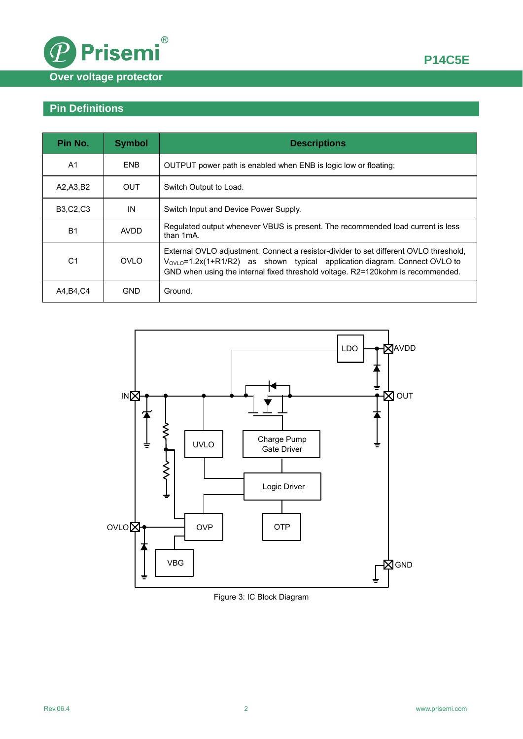## Pin Definitions

| Pin No. | Symbol | Descriptions |
| --- | --- | --- |
| A1 | ENB | OUTPUT power path is enabled when ENB is logic low or floating; |
| A2,A3,B2 | OUT | Switch Output to Load. |
| B3,C2,C3 | IN | Switch Input and Device Power Supply. |
| B1 | AVDD | Regulated output whenever VBUS is present. The recommended load current is less than 1mA. |
| C1 | OVLO | External OVLO adjustment. Connect a resistor-divider to set different OVLO threshold, $V_{OVLO}$=1.2x(1+R1/R2) as shown typical application diagram. Connect OVLO to GND when using the internal fixed threshold voltage. R2=120kohm is recommended. |
| A4,B4,C4 | GND | Ground. |

Figure 3: IC Block Diagram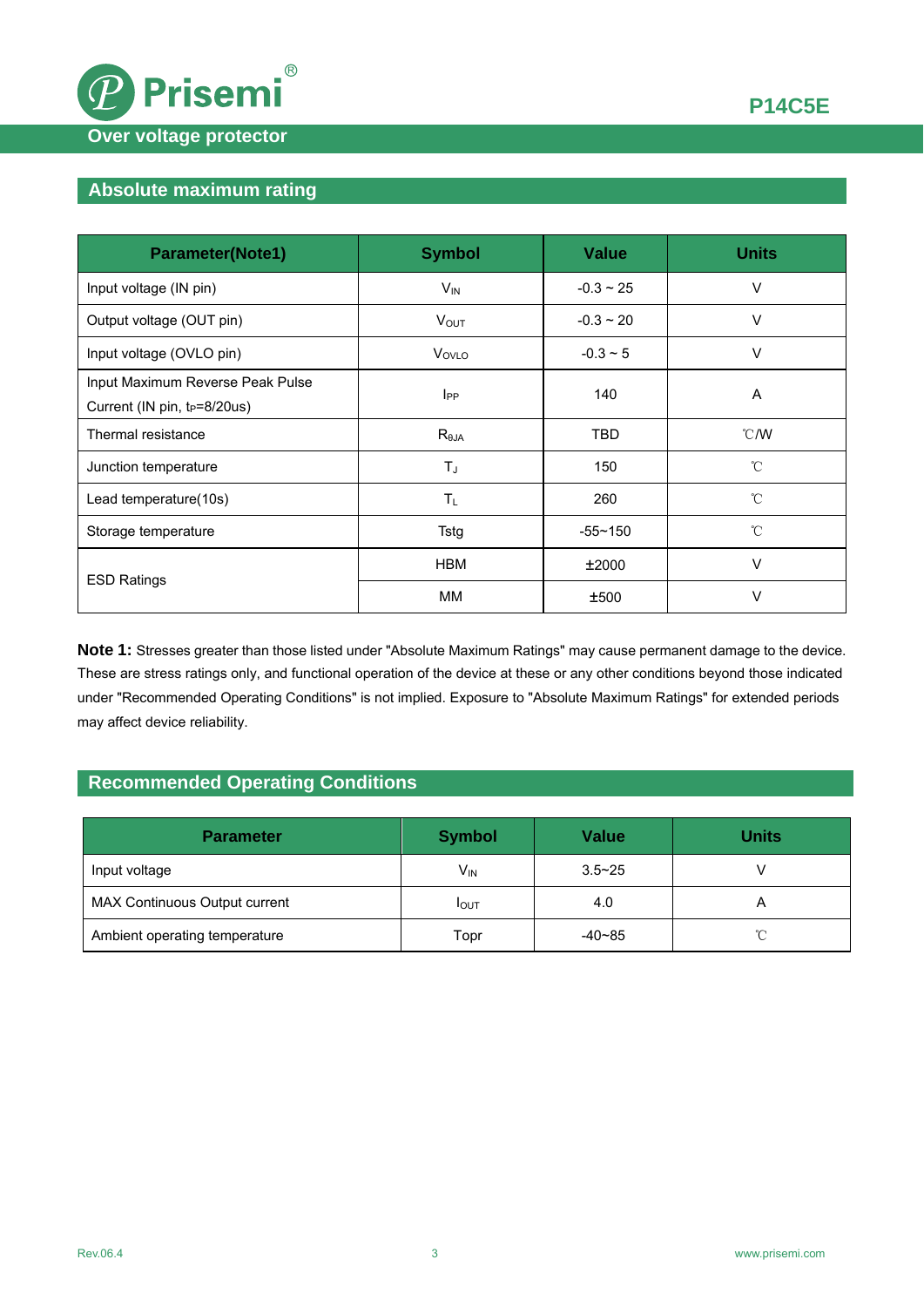## Absolute maximum rating

| Parameter(Note1) | Symbol | Value | Units |
|---|---|---|---|
| Input voltage (IN pin) | $V_{IN}$ | -0.3 ~ 25 | V |
| Output voltage (OUT pin) | $V_{OUT}$ | -0.3 ~ 20 | V |
| Input voltage (OVLO pin) | $V_{OVLO}$ | -0.3 ~ 5 | V |
| Input Maximum Reverse Peak Pulse Current (IN pin, $t_P$=8/20us) | $I_{PP}$ | 140 | A |
| Thermal resistance | $R_{\theta JA}$ | TBD | ℃/W |
| Junction temperature | $T_J$ | 150 | ℃ |
| Lead temperature(10s) | $T_L$ | 260 | ℃ |
| Storage temperature | Tstg | -55~150 | ℃ |
| ESD Ratings | HBM | ±2000 | V |
| | MM | ±500 | V |

**Note 1:** Stresses greater than those listed under "Absolute Maximum Ratings" may cause permanent damage to the device. These are stress ratings only, and functional operation of the device at these or any other conditions beyond those indicated under "Recommended Operating Conditions" is not implied. Exposure to "Absolute Maximum Ratings" for extended periods may affect device reliability.

## Recommended Operating Conditions

| Parameter | Symbol | Value | Units |
|---|---|---|---|
| Input voltage | $V_{IN}$ | 3.5~25 | V |
| MAX Continuous Output current | $I_{OUT}$ | 4.0 | A |
| Ambient operating temperature | Topr | -40~85 | ℃ |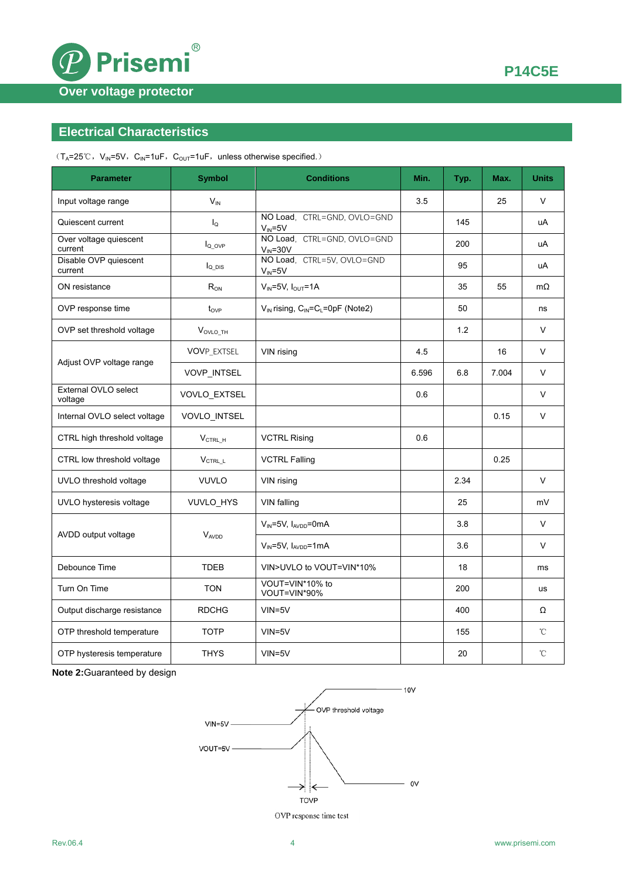## Electrical Characteristics

（$T_A$=25℃，$V_{IN}$=5V，$C_{IN}$=1uF，$C_{OUT}$=1uF，unless otherwise specified.）

| Parameter | Symbol | Conditions | Min. | Typ. | Max. | Units |
|---|---|---|---|---|---|---|
| Input voltage range | $V_{IN}$ | | 3.5 | | 25 | V |
| Quiescent current | $I_Q$ | NO Load, CTRL=GND, OVLO=GND $V_{IN}$=5V | | 145 | | uA |
| Over voltage quiescent current | $I_{Q\_OVP}$ | NO Load, CTRL=GND, OVLO=GND $V_{IN}$=30V | | 200 | | uA |
| Disable OVP quiescent current | $I_{Q\_DIS}$ | NO Load, CTRL=5V, OVLO=GND $V_{IN}$=5V | | 95 | | uA |
| ON resistance | $R_{ON}$ | $V_{IN}$=5V, $I_{OUT}$=1A | | 35 | 55 | mΩ |
| OVP response time | $t_{OVP}$ | $V_{IN}$ rising, $C_{IN}$=$C_L$=0pF (Note2) | | 50 | | ns |
| OVP set threshold voltage | $V_{OVLO\_TH}$ | | | 1.2 | | V |
| Adjust OVP voltage range | VOVP_EXTSEL | VIN rising | 4.5 | | 16 | V |
| | VOVP_INTSEL | | 6.596 | 6.8 | 7.004 | V |
| External OVLO select voltage | VOVLO_EXTSEL | | 0.6 | | | V |
| Internal OVLO select voltage | VOVLO_INTSEL | | | | 0.15 | V |
| CTRL high threshold voltage | $V_{CTRL\_H}$ | VCTRL Rising | 0.6 | | | |
| CTRL low threshold voltage | $V_{CTRL\_L}$ | VCTRL Falling | | | 0.25 | |
| UVLO threshold voltage | VUVLO | VIN rising | | 2.34 | | V |
| UVLO hysteresis voltage | VUVLO_HYS | VIN falling | | 25 | | mV |
| AVDD output voltage | $V_{AVDD}$ | $V_{IN}$=5V, $I_{AVDD}$=0mA | | 3.8 | | V |
| | | $V_{IN}$=5V, $I_{AVDD}$=1mA | | 3.6 | | V |
| Debounce Time | TDEB | VIN>UVLO to VOUT=VIN*10% | | 18 | | ms |
| Turn On Time | TON | VOUT=VIN*10% to VOUT=VIN*90% | | 200 | | us |
| Output discharge resistance | RDCHG | VIN=5V | | 400 | | Ω |
| OTP threshold temperature | TOTP | VIN=5V | | 155 | | ℃ |
| OTP hysteresis temperature | THYS | VIN=5V | | 20 | | ℃ |

**Note 2:**Guaranteed by design

10V

OVP threshold voltage

VIN=5V

VOUT=5V

0V

TOVP

OVP response time test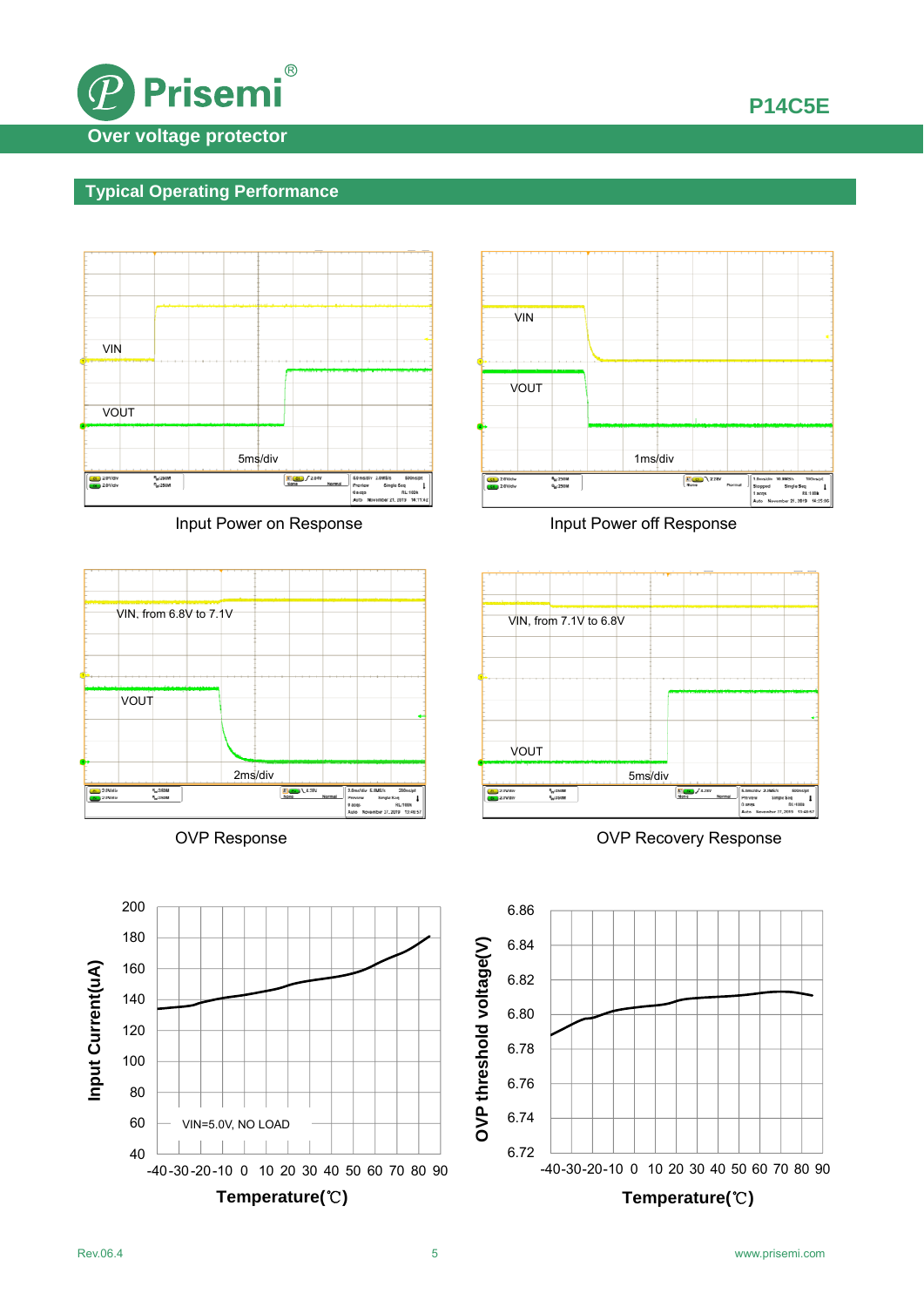## Typical Operating Performance

Input Power on Response

Input Power off Response

OVP Response

OVP Recovery Response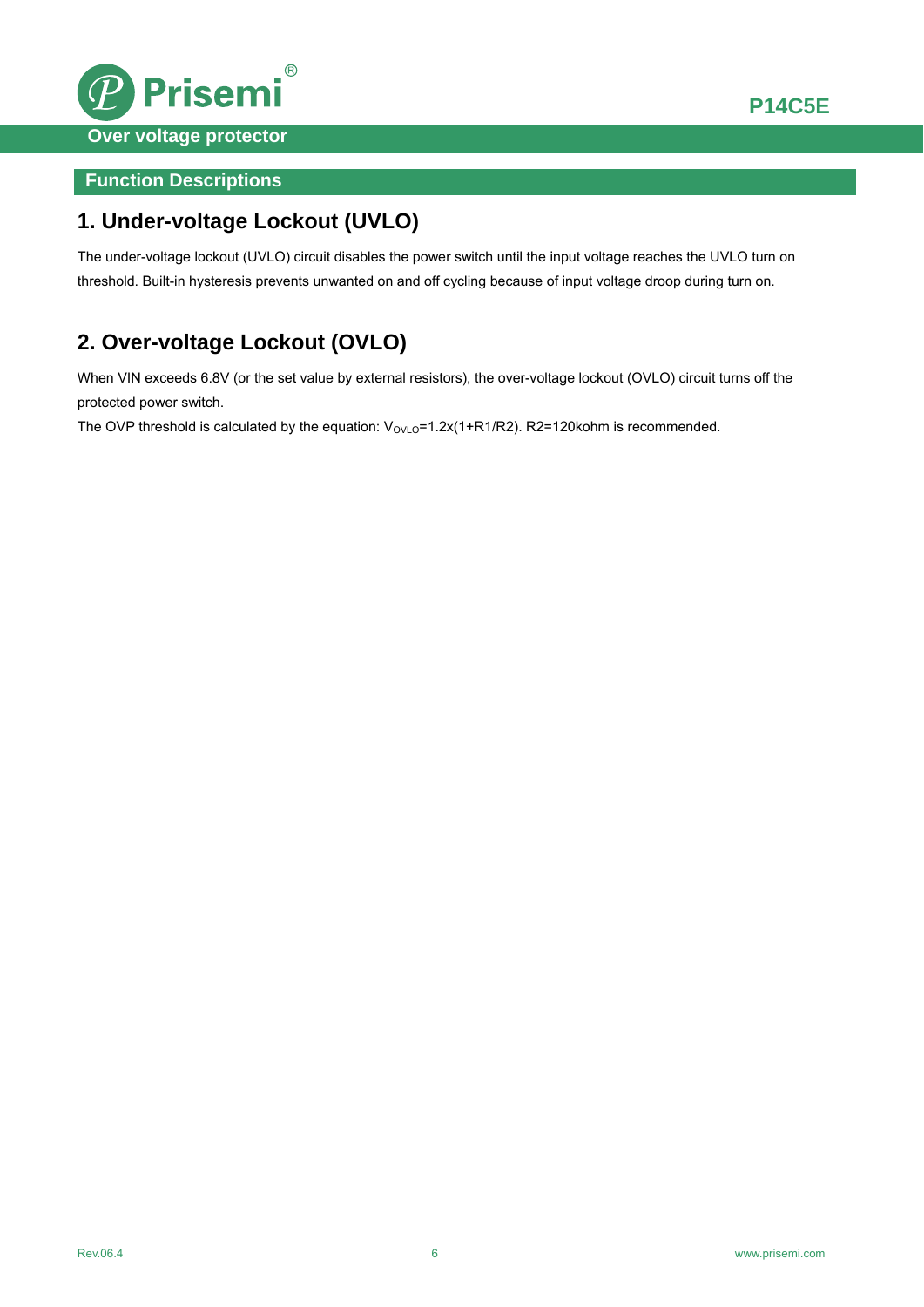## Function Descriptions

### 1. Under-voltage Lockout (UVLO)

The under-voltage lockout (UVLO) circuit disables the power switch until the input voltage reaches the UVLO turn on threshold. Built-in hysteresis prevents unwanted on and off cycling because of input voltage droop during turn on.

### 2. Over-voltage Lockout (OVLO)

When VIN exceeds 6.8V (or the set value by external resistors), the over-voltage lockout (OVLO) circuit turns off the protected power switch.

The OVP threshold is calculated by the equation: $V_{OVLO}=1.2x(1+R1/R2)$. R2=120kohm is recommended.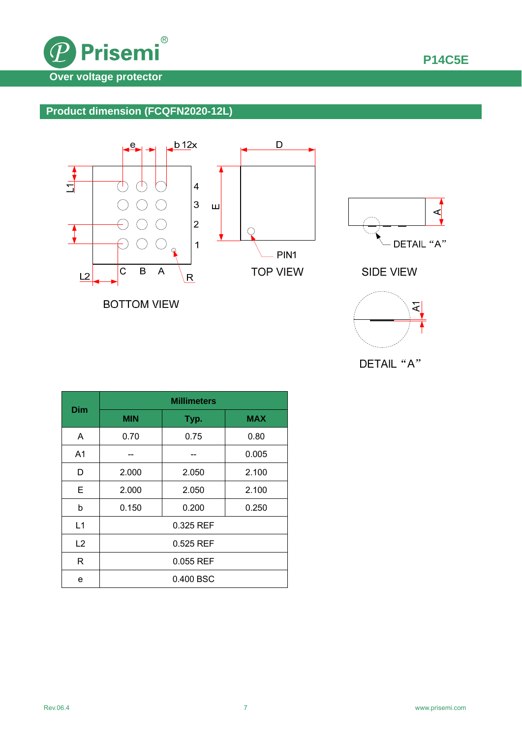## Product dimension (FCQFN2020-12L)

BOTTOM VIEW

TOP VIEW

SIDE VIEW

DETAIL "A"

| Dim | Millimeters | | |
|---|---|---|---|
| | MIN | Typ. | MAX |
| A | 0.70 | 0.75 | 0.80 |
| A1 | -- | -- | 0.005 |
| D | 2.000 | 2.050 | 2.100 |
| E | 2.000 | 2.050 | 2.100 |
| b | 0.150 | 0.200 | 0.250 |
| L1 | 0.325 REF | | |
| L2 | 0.525 REF | | |
| R | 0.055 REF | | |
| e | 0.400 BSC | | |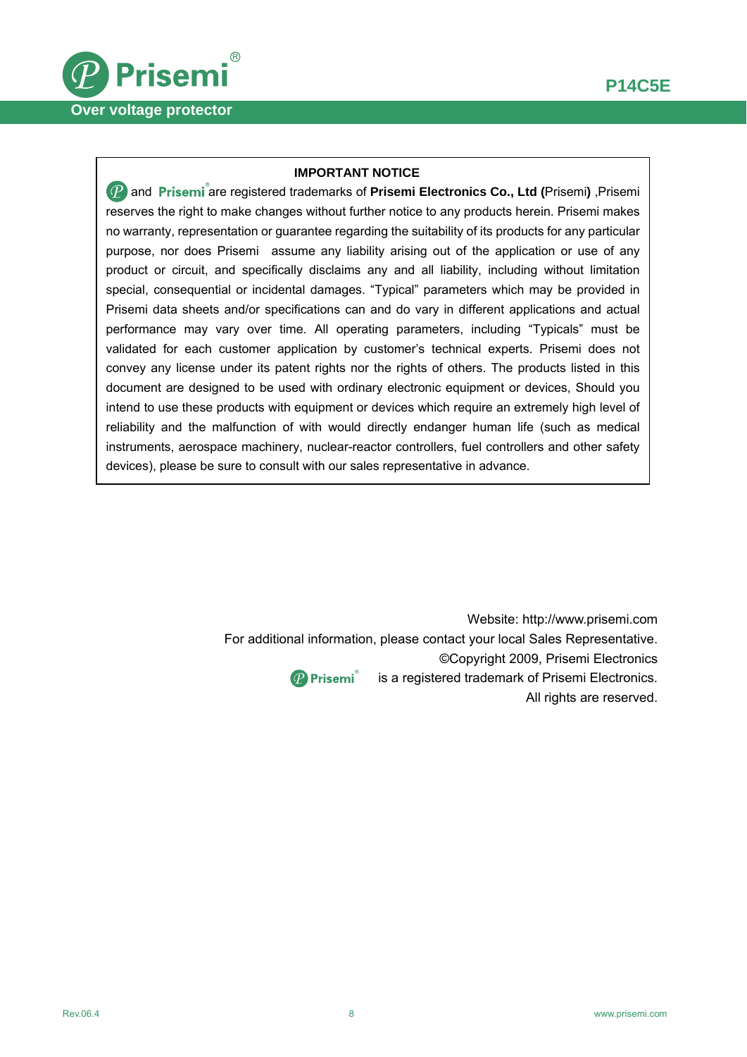## IMPORTANT NOTICE

and Prisemi® are registered trademarks of **Prisemi Electronics Co., Ltd (**Prisemi**)** ,Prisemi reserves the right to make changes without further notice to any products herein. Prisemi makes no warranty, representation or guarantee regarding the suitability of its products for any particular purpose, nor does Prisemi assume any liability arising out of the application or use of any product or circuit, and specifically disclaims any and all liability, including without limitation special, consequential or incidental damages. "Typical" parameters which may be provided in Prisemi data sheets and/or specifications can and do vary in different applications and actual performance may vary over time. All operating parameters, including "Typicals" must be validated for each customer application by customer's technical experts. Prisemi does not convey any license under its patent rights nor the rights of others. The products listed in this document are designed to be used with ordinary electronic equipment or devices, Should you intend to use these products with equipment or devices which require an extremely high level of reliability and the malfunction of with would directly endanger human life (such as medical instruments, aerospace machinery, nuclear-reactor controllers, fuel controllers and other safety devices), please be sure to consult with our sales representative in advance.

Website: http://www.prisemi.com

For additional information, please contact your local Sales Representative.

©Copyright 2009, Prisemi Electronics

Prisemi® is a registered trademark of Prisemi Electronics.

All rights are reserved.